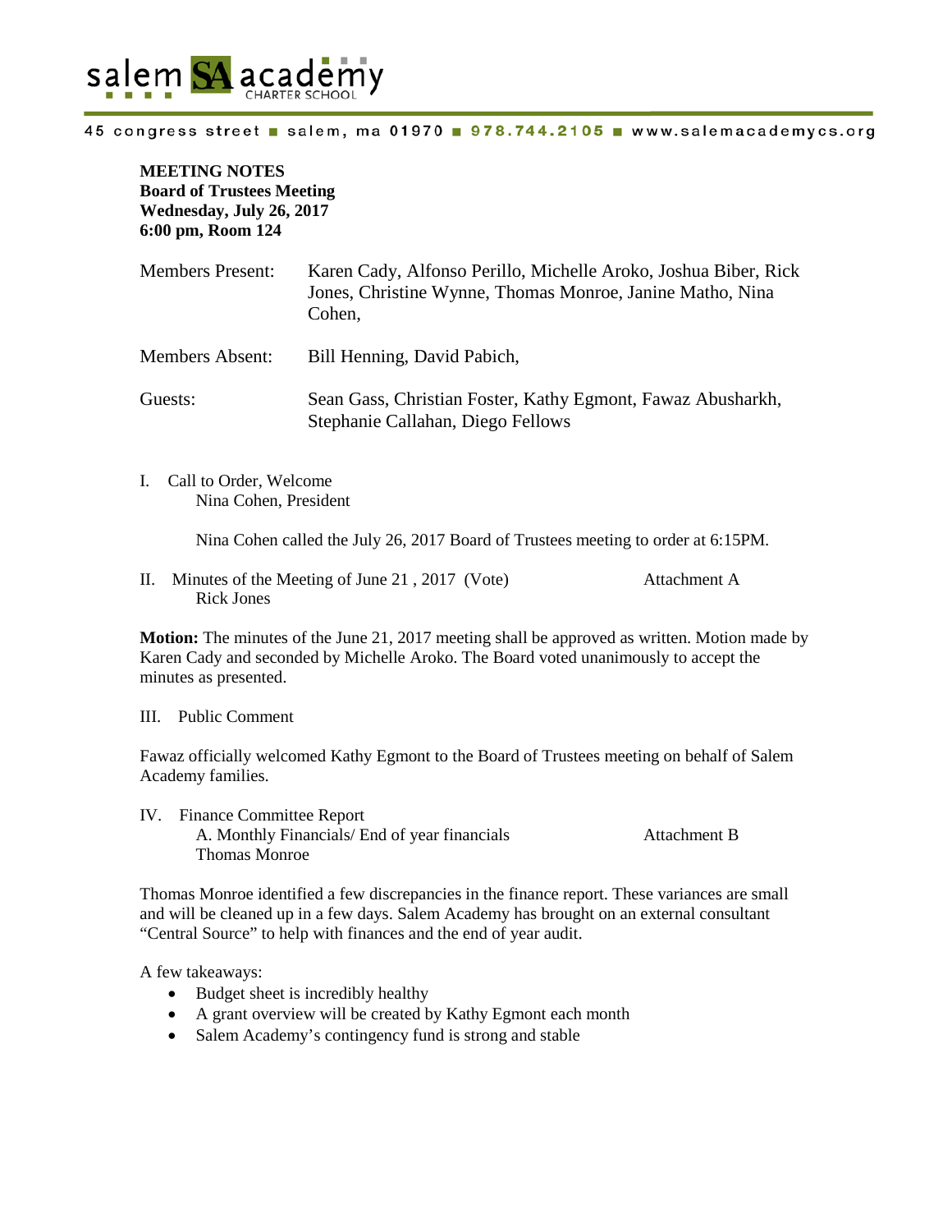salem SA academy
CHARTER SCHOOL

45 congress street ■ salem, ma 01970 ■ 978.744.2105 ■ www.salemacademycs.org

**MEETING NOTES**
**Board of Trustees Meeting**
**Wednesday, July 26, 2017**
**6:00 pm, Room 124**

| | |
|---|---|
| Members Present: | Karen Cady, Alfonso Perillo, Michelle Aroko, Joshua Biber, Rick Jones, Christine Wynne, Thomas Monroe, Janine Matho, Nina Cohen, |
| Members Absent: | Bill Henning, David Pabich, |
| Guests: | Sean Gass, Christian Foster, Kathy Egmont, Fawaz Abusharkh, Stephanie Callahan, Diego Fellows |

I. Call to Order, Welcome
Nina Cohen, President

Nina Cohen called the July 26, 2017 Board of Trustees meeting to order at 6:15PM.

II. Minutes of the Meeting of June 21 , 2017 (Vote) Attachment A
Rick Jones

**Motion:** The minutes of the June 21, 2017 meeting shall be approved as written. Motion made by Karen Cady and seconded by Michelle Aroko. The Board voted unanimously to accept the minutes as presented.

III. Public Comment

Fawaz officially welcomed Kathy Egmont to the Board of Trustees meeting on behalf of Salem Academy families.

IV. Finance Committee Report
A. Monthly Financials/ End of year financials Attachment B
Thomas Monroe

Thomas Monroe identified a few discrepancies in the finance report. These variances are small and will be cleaned up in a few days. Salem Academy has brought on an external consultant "Central Source" to help with finances and the end of year audit.

A few takeaways:

- Budget sheet is incredibly healthy
- A grant overview will be created by Kathy Egmont each month
- Salem Academy's contingency fund is strong and stable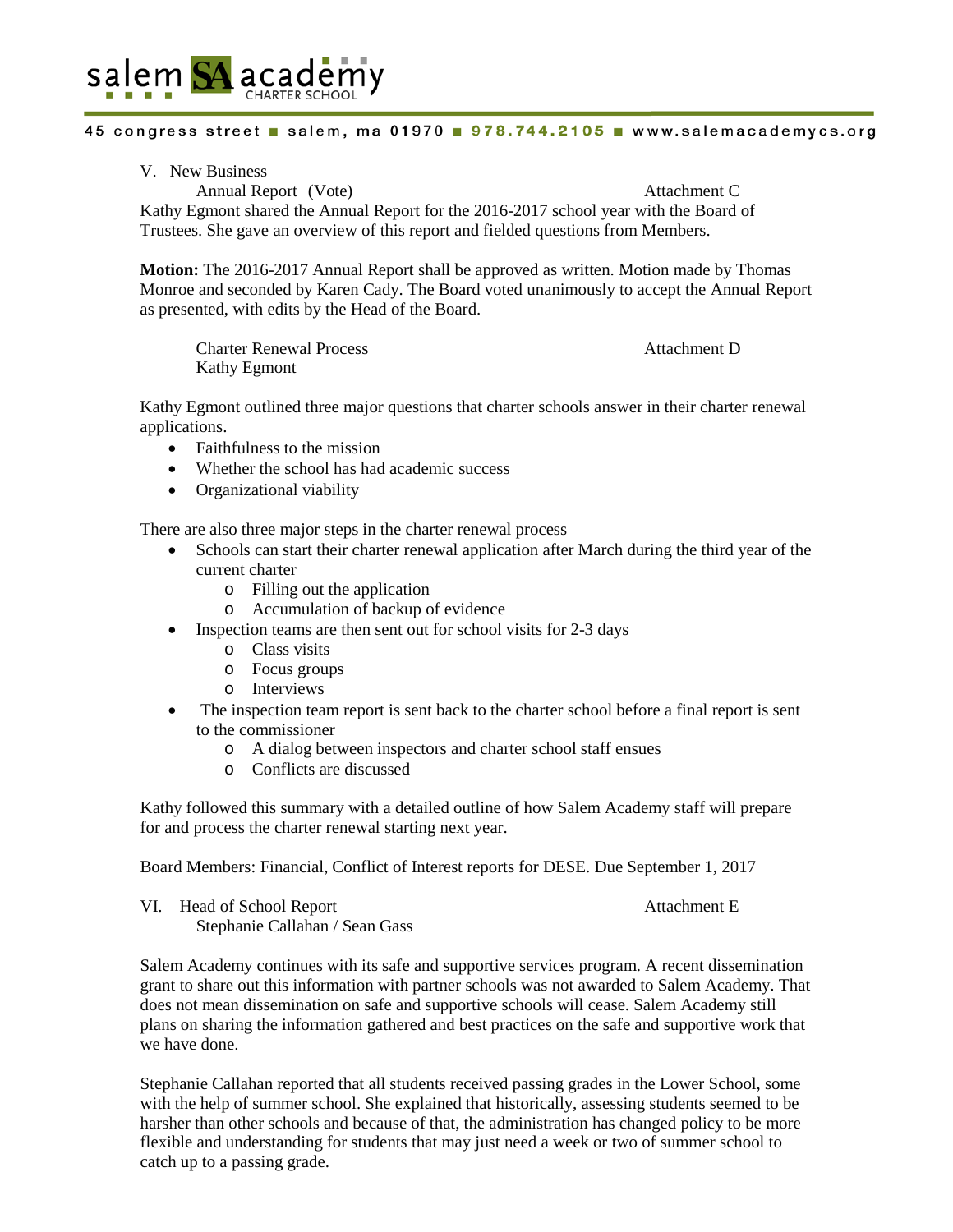V. New Business

Annual Report (Vote) Attachment C

Kathy Egmont shared the Annual Report for the 2016-2017 school year with the Board of Trustees. She gave an overview of this report and fielded questions from Members.

**Motion:** The 2016-2017 Annual Report shall be approved as written. Motion made by Thomas Monroe and seconded by Karen Cady. The Board voted unanimously to accept the Annual Report as presented, with edits by the Head of the Board.

Charter Renewal Process Attachment D
Kathy Egmont

Kathy Egmont outlined three major questions that charter schools answer in their charter renewal applications.

- Faithfulness to the mission
- Whether the school has had academic success
- Organizational viability

There are also three major steps in the charter renewal process

- Schools can start their charter renewal application after March during the third year of the current charter
  - Filling out the application
  - Accumulation of backup of evidence
- Inspection teams are then sent out for school visits for 2-3 days
  - Class visits
  - Focus groups
  - Interviews
- The inspection team report is sent back to the charter school before a final report is sent to the commissioner
  - A dialog between inspectors and charter school staff ensues
  - Conflicts are discussed

Kathy followed this summary with a detailed outline of how Salem Academy staff will prepare for and process the charter renewal starting next year.

Board Members: Financial, Conflict of Interest reports for DESE. Due September 1, 2017

VI. Head of School Report Attachment E
Stephanie Callahan / Sean Gass

Salem Academy continues with its safe and supportive services program. A recent dissemination grant to share out this information with partner schools was not awarded to Salem Academy. That does not mean dissemination on safe and supportive schools will cease. Salem Academy still plans on sharing the information gathered and best practices on the safe and supportive work that we have done.

Stephanie Callahan reported that all students received passing grades in the Lower School, some with the help of summer school. She explained that historically, assessing students seemed to be harsher than other schools and because of that, the administration has changed policy to be more flexible and understanding for students that may just need a week or two of summer school to catch up to a passing grade.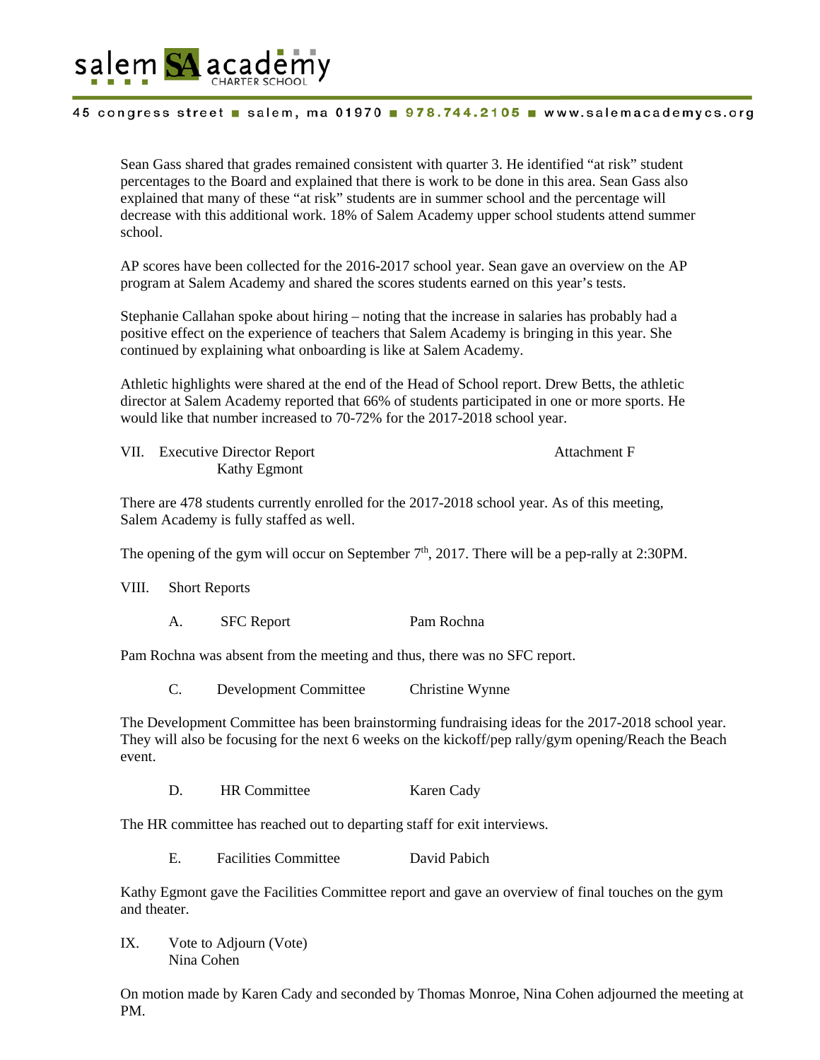Sean Gass shared that grades remained consistent with quarter 3. He identified "at risk" student percentages to the Board and explained that there is work to be done in this area. Sean Gass also explained that many of these "at risk" students are in summer school and the percentage will decrease with this additional work. 18% of Salem Academy upper school students attend summer school.

AP scores have been collected for the 2016-2017 school year. Sean gave an overview on the AP program at Salem Academy and shared the scores students earned on this year's tests.

Stephanie Callahan spoke about hiring – noting that the increase in salaries has probably had a positive effect on the experience of teachers that Salem Academy is bringing in this year. She continued by explaining what onboarding is like at Salem Academy.

Athletic highlights were shared at the end of the Head of School report. Drew Betts, the athletic director at Salem Academy reported that 66% of students participated in one or more sports. He would like that number increased to 70-72% for the 2017-2018 school year.

VII. Executive Director Report — Attachment F
Kathy Egmont

There are 478 students currently enrolled for the 2017-2018 school year. As of this meeting, Salem Academy is fully staffed as well.

The opening of the gym will occur on September 7th, 2017. There will be a pep-rally at 2:30PM.

VIII. Short Reports

A. SFC Report — Pam Rochna

Pam Rochna was absent from the meeting and thus, there was no SFC report.

C. Development Committee — Christine Wynne

The Development Committee has been brainstorming fundraising ideas for the 2017-2018 school year. They will also be focusing for the next 6 weeks on the kickoff/pep rally/gym opening/Reach the Beach event.

D. HR Committee — Karen Cady

The HR committee has reached out to departing staff for exit interviews.

E. Facilities Committee — David Pabich

Kathy Egmont gave the Facilities Committee report and gave an overview of final touches on the gym and theater.

IX. Vote to Adjourn (Vote)
Nina Cohen

On motion made by Karen Cady and seconded by Thomas Monroe, Nina Cohen adjourned the meeting at PM.